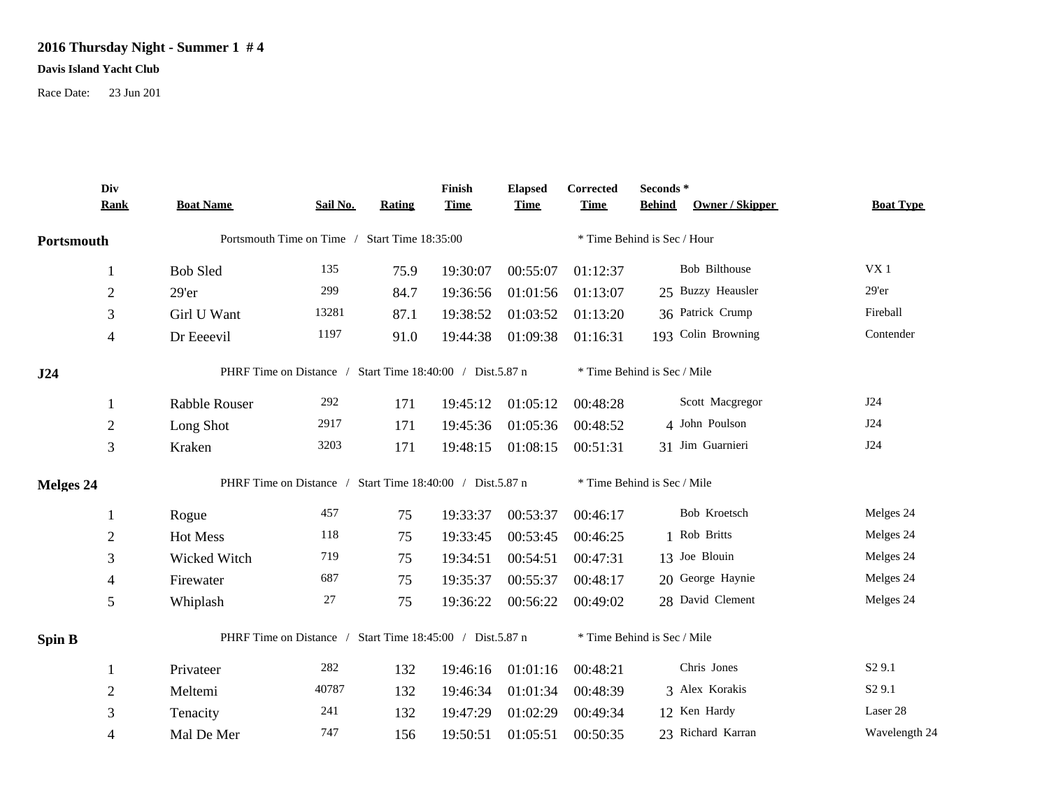**2016 Thursday Night - Summer 1 # 4**

**Davis Island Yacht Club**

Race Date: 23 Jun 201

| Div Rank | Boat Name | Sail No. | Rating | Finish Time | Elapsed Time | Corrected Time | Seconds * Behind | Owner / Skipper | Boat Type |
|---|---|---|---|---|---|---|---|---|---|
| **Portsmouth** | Portsmouth Time on Time / Start Time 18:35:00 | | | | | * Time Behind is Sec / Hour | | | |
| 1 | Bob Sled | 135 | 75.9 | 19:30:07 | 00:55:07 | 01:12:37 | | Bob Bilthouse | VX 1 |
| 2 | 29'er | 299 | 84.7 | 19:36:56 | 01:01:56 | 01:13:07 | 25 | Buzzy Heausler | 29'er |
| 3 | Girl U Want | 13281 | 87.1 | 19:38:52 | 01:03:52 | 01:13:20 | 36 | Patrick Crump | Fireball |
| 4 | Dr Eeeevil | 1197 | 91.0 | 19:44:38 | 01:09:38 | 01:16:31 | 193 | Colin Browning | Contender |
| **J24** | PHRF Time on Distance / Start Time 18:40:00 / Dist.5.87 n | | | | | * Time Behind is Sec / Mile | | | |
| 1 | Rabble Rouser | 292 | 171 | 19:45:12 | 01:05:12 | 00:48:28 | | Scott Macgregor | J24 |
| 2 | Long Shot | 2917 | 171 | 19:45:36 | 01:05:36 | 00:48:52 | 4 | John Poulson | J24 |
| 3 | Kraken | 3203 | 171 | 19:48:15 | 01:08:15 | 00:51:31 | 31 | Jim Guarnieri | J24 |
| **Melges 24** | PHRF Time on Distance / Start Time 18:40:00 / Dist.5.87 n | | | | | * Time Behind is Sec / Mile | | | |
| 1 | Rogue | 457 | 75 | 19:33:37 | 00:53:37 | 00:46:17 | | Bob Kroetsch | Melges 24 |
| 2 | Hot Mess | 118 | 75 | 19:33:45 | 00:53:45 | 00:46:25 | 1 | Rob Britts | Melges 24 |
| 3 | Wicked Witch | 719 | 75 | 19:34:51 | 00:54:51 | 00:47:31 | 13 | Joe Blouin | Melges 24 |
| 4 | Firewater | 687 | 75 | 19:35:37 | 00:55:37 | 00:48:17 | 20 | George Haynie | Melges 24 |
| 5 | Whiplash | 27 | 75 | 19:36:22 | 00:56:22 | 00:49:02 | 28 | David Clement | Melges 24 |
| **Spin B** | PHRF Time on Distance / Start Time 18:45:00 / Dist.5.87 n | | | | | * Time Behind is Sec / Mile | | | |
| 1 | Privateer | 282 | 132 | 19:46:16 | 01:01:16 | 00:48:21 | | Chris Jones | S2 9.1 |
| 2 | Meltemi | 40787 | 132 | 19:46:34 | 01:01:34 | 00:48:39 | 3 | Alex Korakis | S2 9.1 |
| 3 | Tenacity | 241 | 132 | 19:47:29 | 01:02:29 | 00:49:34 | 12 | Ken Hardy | Laser 28 |
| 4 | Mal De Mer | 747 | 156 | 19:50:51 | 01:05:51 | 00:50:35 | 23 | Richard Karran | Wavelength 24 |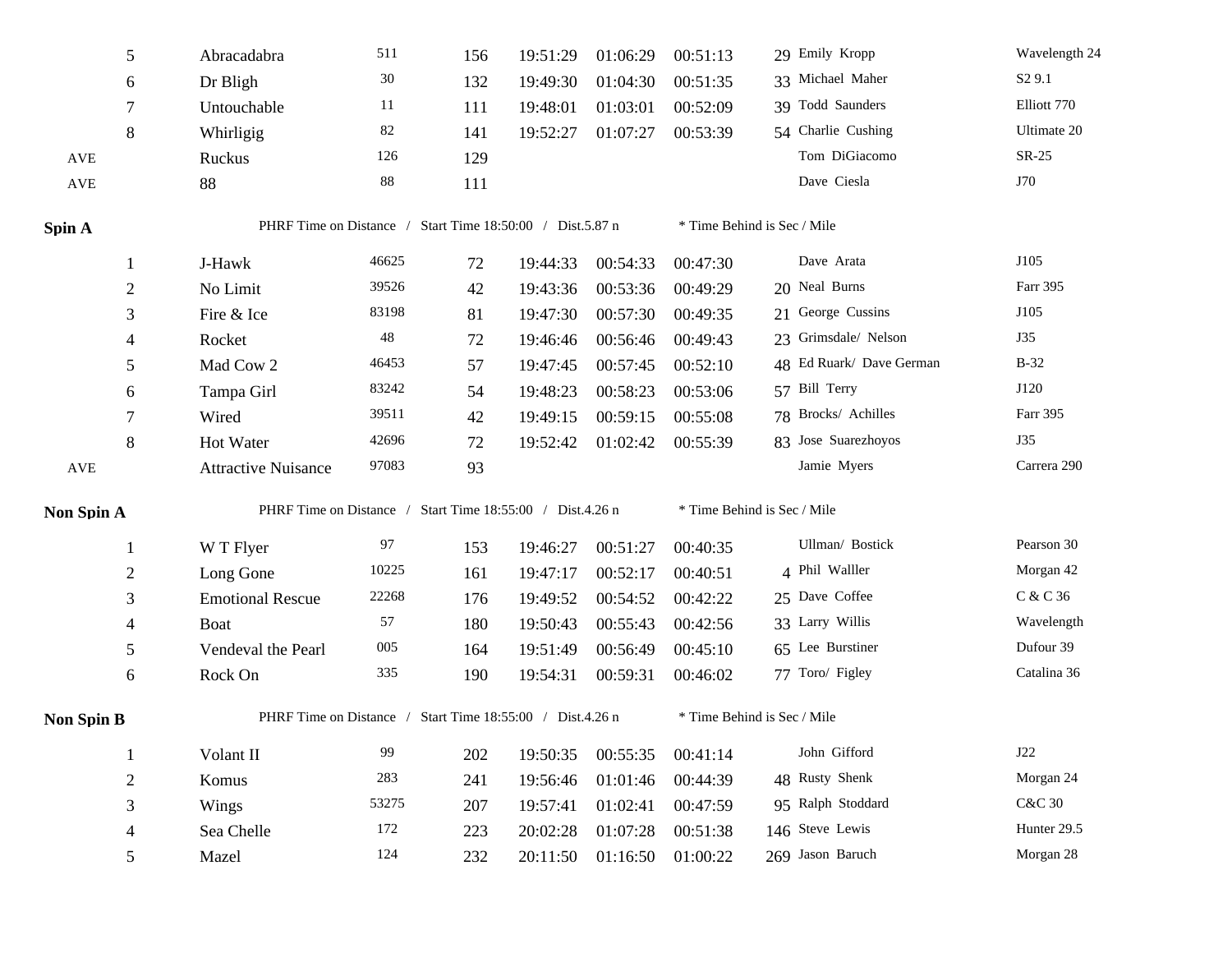| | | | | | | | | | |
|---|---|---|---|---|---|---|---|---|---|
| 5 | Abracadabra | 511 | 156 | 19:51:29 | 01:06:29 | 00:51:13 | 29 | Emily Kropp | Wavelength 24 |
| 6 | Dr Bligh | 30 | 132 | 19:49:30 | 01:04:30 | 00:51:35 | 33 | Michael Maher | S2 9.1 |
| 7 | Untouchable | 11 | 111 | 19:48:01 | 01:03:01 | 00:52:09 | 39 | Todd Saunders | Elliott 770 |
| 8 | Whirligig | 82 | 141 | 19:52:27 | 01:07:27 | 00:53:39 | 54 | Charlie Cushing | Ultimate 20 |
| AVE | Ruckus | 126 | 129 | | | | | Tom DiGiacomo | SR-25 |
| AVE | 88 | 88 | 111 | | | | | Dave Ciesla | J70 |

**Spin A** PHRF Time on Distance / Start Time 18:50:00 / Dist.5.87 n * Time Behind is Sec / Mile

| | | | | | | | | | |
|---|---|---|---|---|---|---|---|---|---|
| 1 | J-Hawk | 46625 | 72 | 19:44:33 | 00:54:33 | 00:47:30 | | Dave Arata | J105 |
| 2 | No Limit | 39526 | 42 | 19:43:36 | 00:53:36 | 00:49:29 | 20 | Neal Burns | Farr 395 |
| 3 | Fire & Ice | 83198 | 81 | 19:47:30 | 00:57:30 | 00:49:35 | 21 | George Cussins | J105 |
| 4 | Rocket | 48 | 72 | 19:46:46 | 00:56:46 | 00:49:43 | 23 | Grimsdale/ Nelson | J35 |
| 5 | Mad Cow 2 | 46453 | 57 | 19:47:45 | 00:57:45 | 00:52:10 | 48 | Ed Ruark/ Dave German | B-32 |
| 6 | Tampa Girl | 83242 | 54 | 19:48:23 | 00:58:23 | 00:53:06 | 57 | Bill Terry | J120 |
| 7 | Wired | 39511 | 42 | 19:49:15 | 00:59:15 | 00:55:08 | 78 | Brocks/ Achilles | Farr 395 |
| 8 | Hot Water | 42696 | 72 | 19:52:42 | 01:02:42 | 00:55:39 | 83 | Jose Suarezhoyos | J35 |
| AVE | Attractive Nuisance | 97083 | 93 | | | | | Jamie Myers | Carrera 290 |

**Non Spin A** PHRF Time on Distance / Start Time 18:55:00 / Dist.4.26 n * Time Behind is Sec / Mile

| | | | | | | | | | |
|---|---|---|---|---|---|---|---|---|---|
| 1 | W T Flyer | 97 | 153 | 19:46:27 | 00:51:27 | 00:40:35 | | Ullman/ Bostick | Pearson 30 |
| 2 | Long Gone | 10225 | 161 | 19:47:17 | 00:52:17 | 00:40:51 | 4 | Phil Walller | Morgan 42 |
| 3 | Emotional Rescue | 22268 | 176 | 19:49:52 | 00:54:52 | 00:42:22 | 25 | Dave Coffee | C & C 36 |
| 4 | Boat | 57 | 180 | 19:50:43 | 00:55:43 | 00:42:56 | 33 | Larry Willis | Wavelength |
| 5 | Vendeval the Pearl | 005 | 164 | 19:51:49 | 00:56:49 | 00:45:10 | 65 | Lee Burstiner | Dufour 39 |
| 6 | Rock On | 335 | 190 | 19:54:31 | 00:59:31 | 00:46:02 | 77 | Toro/ Figley | Catalina 36 |

**Non Spin B** PHRF Time on Distance / Start Time 18:55:00 / Dist.4.26 n * Time Behind is Sec / Mile

| | | | | | | | | | |
|---|---|---|---|---|---|---|---|---|---|
| 1 | Volant II | 99 | 202 | 19:50:35 | 00:55:35 | 00:41:14 | | John Gifford | J22 |
| 2 | Komus | 283 | 241 | 19:56:46 | 01:01:46 | 00:44:39 | 48 | Rusty Shenk | Morgan 24 |
| 3 | Wings | 53275 | 207 | 19:57:41 | 01:02:41 | 00:47:59 | 95 | Ralph Stoddard | C&C 30 |
| 4 | Sea Chelle | 172 | 223 | 20:02:28 | 01:07:28 | 00:51:38 | 146 | Steve Lewis | Hunter 29.5 |
| 5 | Mazel | 124 | 232 | 20:11:50 | 01:16:50 | 01:00:22 | 269 | Jason Baruch | Morgan 28 |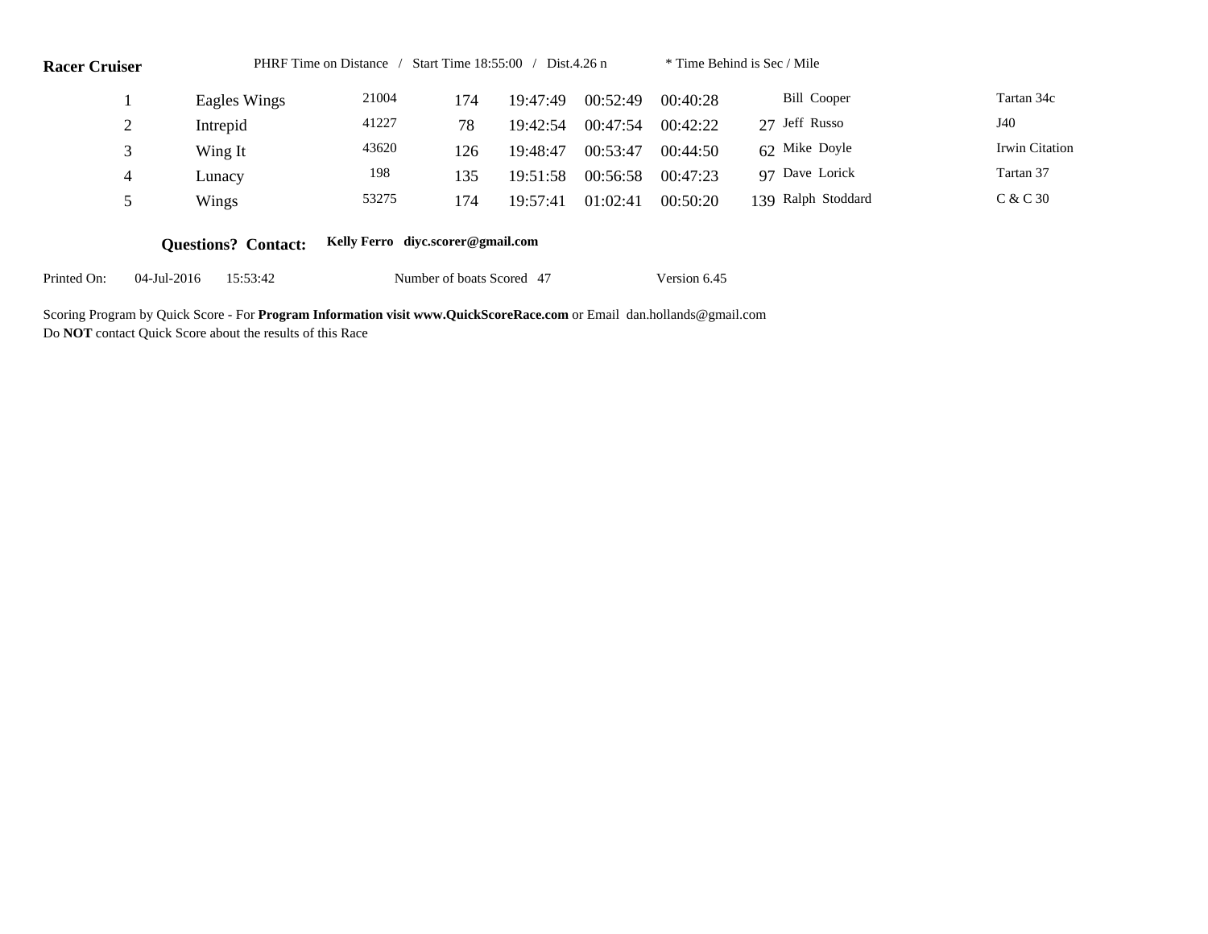**Racer Cruiser** PHRF Time on Distance / Start Time 18:55:00 / Dist.4.26 n * Time Behind is Sec / Mile

| | | | | | | | | | |
|---|---|---|---|---|---|---|---|---|---|
| 1 | Eagles Wings | 21004 | 174 | 19:47:49 | 00:52:49 | 00:40:28 | | Bill Cooper | Tartan 34c |
| 2 | Intrepid | 41227 | 78 | 19:42:54 | 00:47:54 | 00:42:22 | 27 | Jeff Russo | J40 |
| 3 | Wing It | 43620 | 126 | 19:48:47 | 00:53:47 | 00:44:50 | 62 | Mike Doyle | Irwin Citation |
| 4 | Lunacy | 198 | 135 | 19:51:58 | 00:56:58 | 00:47:23 | 97 | Dave Lorick | Tartan 37 |
| 5 | Wings | 53275 | 174 | 19:57:41 | 01:02:41 | 00:50:20 | 139 | Ralph Stoddard | C & C 30 |

**Questions? Contact:** **Kelly Ferro diyc.scorer@gmail.com**

Printed On: 04-Jul-2016 15:53:42 Number of boats Scored 47 Version 6.45

Scoring Program by Quick Score - For **Program Information visit www.QuickScoreRace.com** or Email dan.hollands@gmail.com
Do **NOT** contact Quick Score about the results of this Race